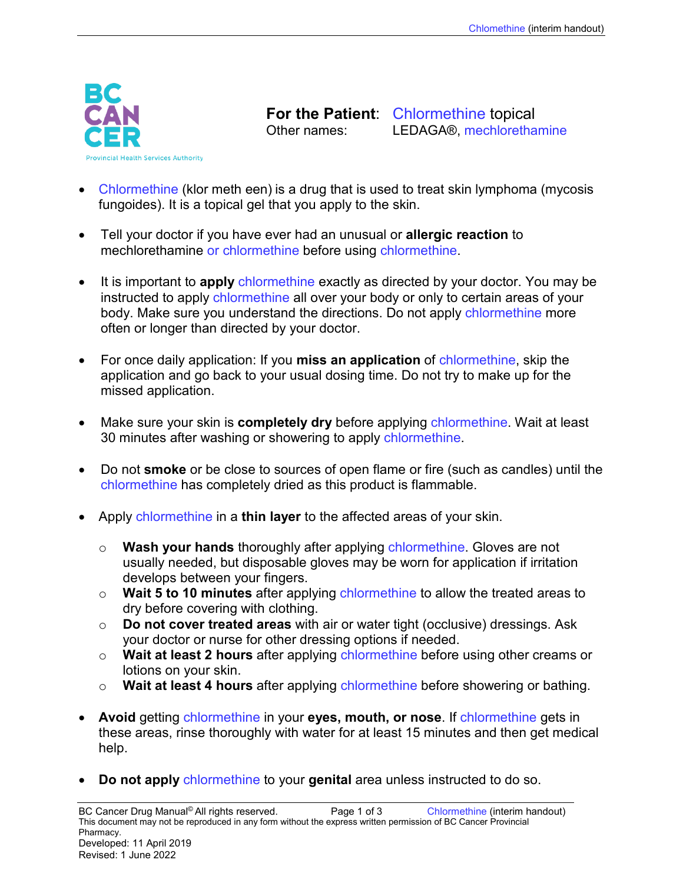**For the Patient:** Chlormethine topical
Other names: LEDAGA®, mechlorethamine

- Chlormethine (klor meth een) is a drug that is used to treat skin lymphoma (mycosis fungoides). It is a topical gel that you apply to the skin.

- Tell your doctor if you have ever had an unusual or **allergic reaction** to mechlorethamine or chlormethine before using chlormethine.

- It is important to **apply** chlormethine exactly as directed by your doctor. You may be instructed to apply chlormethine all over your body or only to certain areas of your body. Make sure you understand the directions. Do not apply chlormethine more often or longer than directed by your doctor.

- For once daily application: If you **miss an application** of chlormethine, skip the application and go back to your usual dosing time. Do not try to make up for the missed application.

- Make sure your skin is **completely dry** before applying chlormethine. Wait at least 30 minutes after washing or showering to apply chlormethine.

- Do not **smoke** or be close to sources of open flame or fire (such as candles) until the chlormethine has completely dried as this product is flammable.

- Apply chlormethine in a **thin layer** to the affected areas of your skin.
  - **Wash your hands** thoroughly after applying chlormethine. Gloves are not usually needed, but disposable gloves may be worn for application if irritation develops between your fingers.
  - **Wait 5 to 10 minutes** after applying chlormethine to allow the treated areas to dry before covering with clothing.
  - **Do not cover treated areas** with air or water tight (occlusive) dressings. Ask your doctor or nurse for other dressing options if needed.
  - **Wait at least 2 hours** after applying chlormethine before using other creams or lotions on your skin.
  - **Wait at least 4 hours** after applying chlormethine before showering or bathing.

- **Avoid** getting chlormethine in your **eyes, mouth, or nose**. If chlormethine gets in these areas, rinse thoroughly with water for at least 15 minutes and then get medical help.

- **Do not apply** chlormethine to your **genital** area unless instructed to do so.

BC Cancer Drug Manual© All rights reserved.
This document may not be reproduced in any form without the express written permission of BC Cancer Provincial Pharmacy.
Developed: 11 April 2019
Revised: 1 June 2022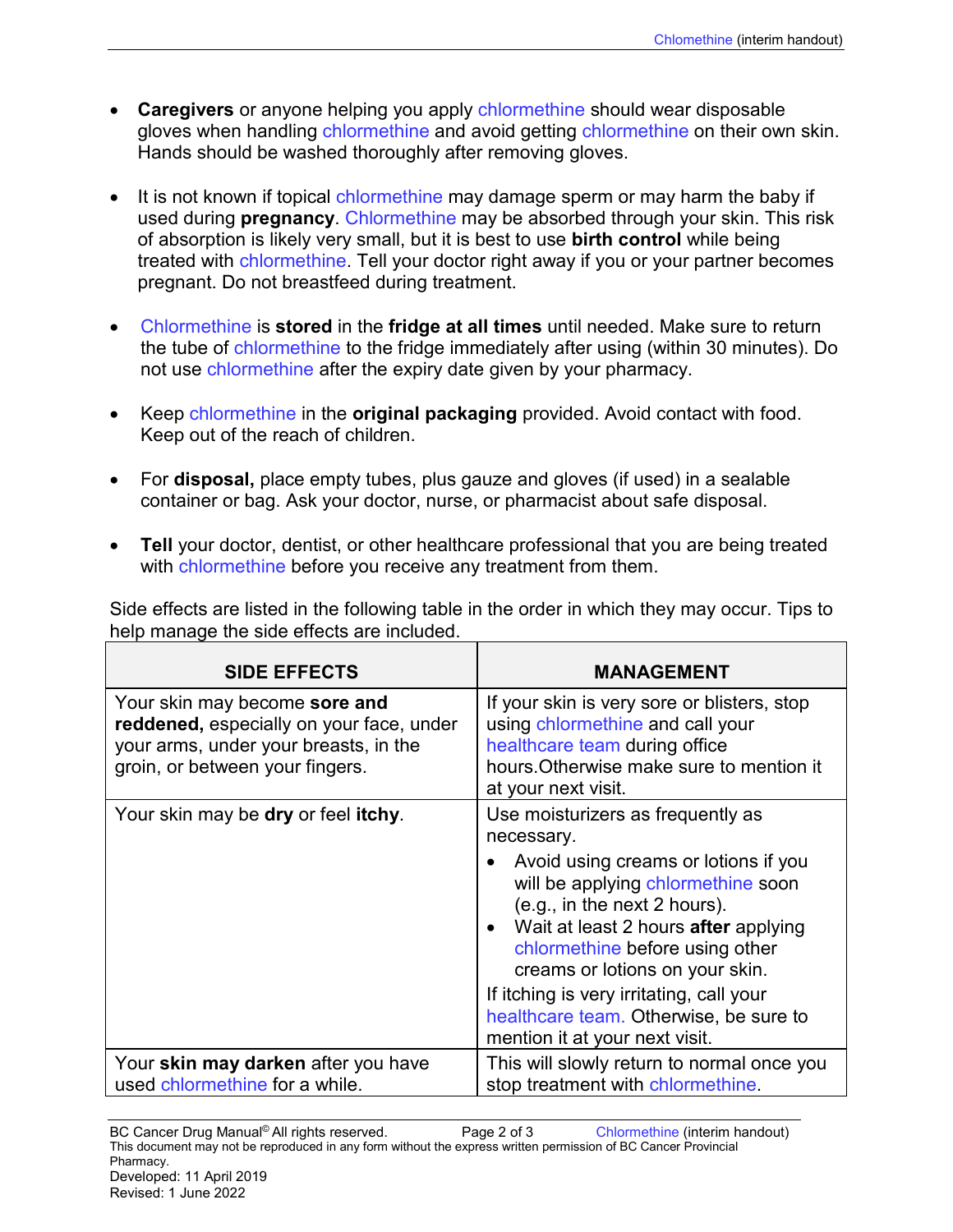- **Caregivers** or anyone helping you apply chlormethine should wear disposable gloves when handling chlormethine and avoid getting chlormethine on their own skin. Hands should be washed thoroughly after removing gloves.

- It is not known if topical chlormethine may damage sperm or may harm the baby if used during **pregnancy**. Chlormethine may be absorbed through your skin. This risk of absorption is likely very small, but it is best to use **birth control** while being treated with chlormethine. Tell your doctor right away if you or your partner becomes pregnant. Do not breastfeed during treatment.

- Chlormethine is **stored** in the **fridge at all times** until needed. Make sure to return the tube of chlormethine to the fridge immediately after using (within 30 minutes). Do not use chlormethine after the expiry date given by your pharmacy.

- Keep chlormethine in the **original packaging** provided. Avoid contact with food. Keep out of the reach of children.

- For **disposal,** place empty tubes, plus gauze and gloves (if used) in a sealable container or bag. Ask your doctor, nurse, or pharmacist about safe disposal.

- **Tell** your doctor, dentist, or other healthcare professional that you are being treated with chlormethine before you receive any treatment from them.

Side effects are listed in the following table in the order in which they may occur. Tips to help manage the side effects are included.

| SIDE EFFECTS | MANAGEMENT |
|---|---|
| Your skin may become **sore and reddened,** especially on your face, under your arms, under your breasts, in the groin, or between your fingers. | If your skin is very sore or blisters, stop using chlormethine and call your healthcare team during office hours.Otherwise make sure to mention it at your next visit. |
| Your skin may be **dry** or feel **itchy**. | Use moisturizers as frequently as necessary.<br>• Avoid using creams or lotions if you will be applying chlormethine soon (e.g., in the next 2 hours).<br>• Wait at least 2 hours **after** applying chlormethine before using other creams or lotions on your skin.<br>If itching is very irritating, call your healthcare team. Otherwise, be sure to mention it at your next visit. |
| Your **skin may darken** after you have used chlormethine for a while. | This will slowly return to normal once you stop treatment with chlormethine. |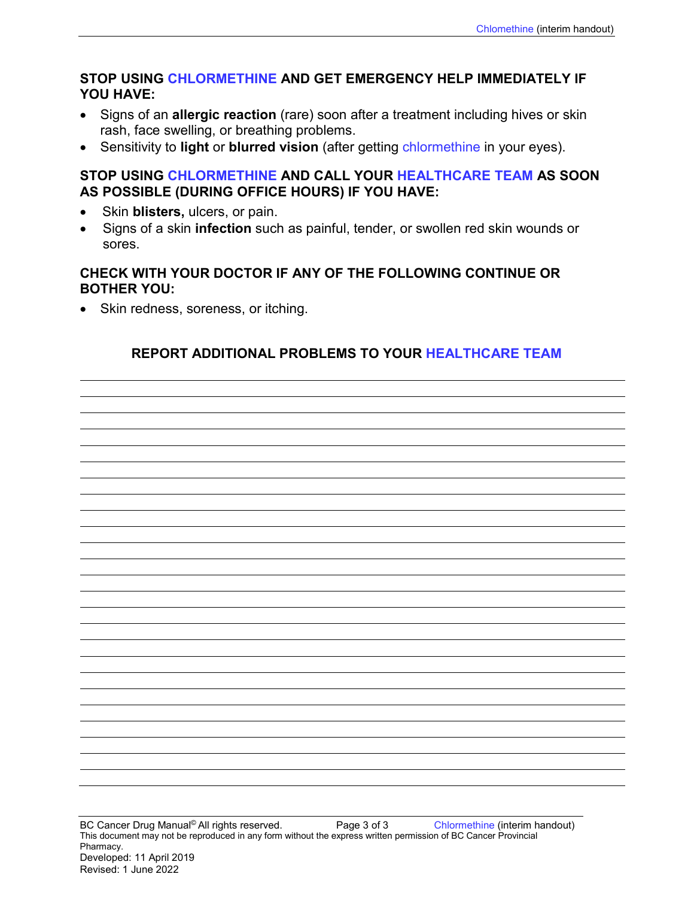**STOP USING CHLORMETHINE AND GET EMERGENCY HELP IMMEDIATELY IF YOU HAVE:**

- Signs of an **allergic reaction** (rare) soon after a treatment including hives or skin rash, face swelling, or breathing problems.
- Sensitivity to **light** or **blurred vision** (after getting chlormethine in your eyes).

**STOP USING CHLORMETHINE AND CALL YOUR HEALTHCARE TEAM AS SOON AS POSSIBLE (DURING OFFICE HOURS) IF YOU HAVE:**

- Skin **blisters,** ulcers, or pain.
- Signs of a skin **infection** such as painful, tender, or swollen red skin wounds or sores.

**CHECK WITH YOUR DOCTOR IF ANY OF THE FOLLOWING CONTINUE OR BOTHER YOU:**

- Skin redness, soreness, or itching.

**REPORT ADDITIONAL PROBLEMS TO YOUR HEALTHCARE TEAM**

BC Cancer Drug Manual© All rights reserved.
This document may not be reproduced in any form without the express written permission of BC Cancer Provincial Pharmacy.
Developed: 11 April 2019
Revised: 1 June 2022